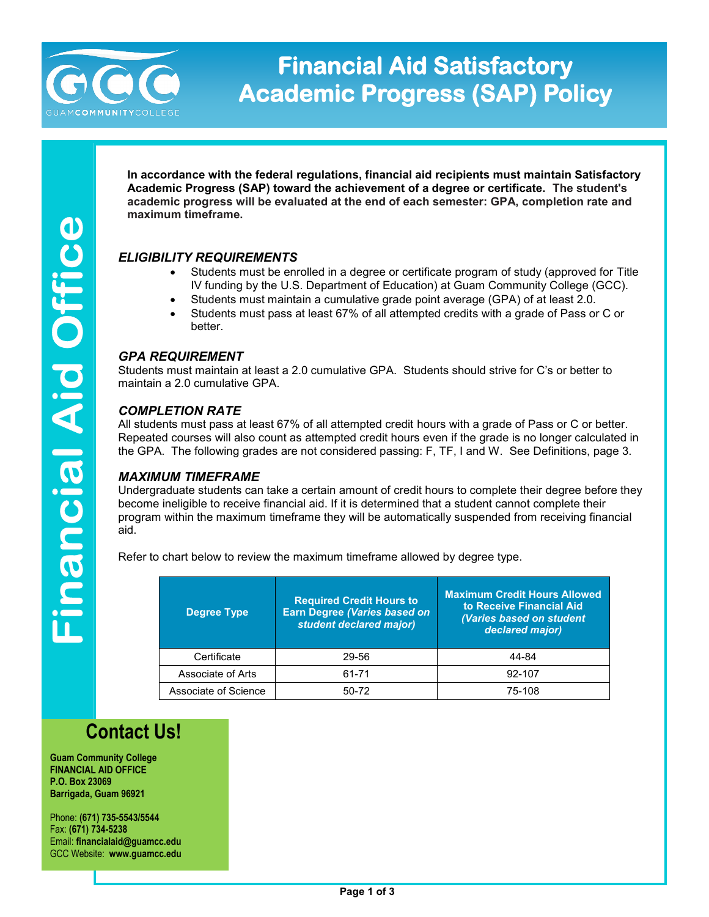# Financial Aid Satisfactory Academic Progress (SAP) Policy

Financial Aid Office

**In accordance with the federal regulations, financial aid recipients must maintain Satisfactory Academic Progress (SAP) toward the achievement of a degree or certificate. The student's academic progress will be evaluated at the end of each semester: GPA, completion rate and maximum timeframe.**

### *ELIGIBILITY REQUIREMENTS*

- Students must be enrolled in a degree or certificate program of study (approved for Title IV funding by the U.S. Department of Education) at Guam Community College (GCC).
- Students must maintain a cumulative grade point average (GPA) of at least 2.0.
- Students must pass at least 67% of all attempted credits with a grade of Pass or C or better.

### *GPA REQUIREMENT*

Students must maintain at least a 2.0 cumulative GPA. Students should strive for C's or better to maintain a 2.0 cumulative GPA.

### *COMPLETION RATE*

All students must pass at least 67% of all attempted credit hours with a grade of Pass or C or better. Repeated courses will also count as attempted credit hours even if the grade is no longer calculated in the GPA. The following grades are not considered passing: F, TF, I and W. See Definitions, page 3.

### *MAXIMUM TIMEFRAME*

Undergraduate students can take a certain amount of credit hours to complete their degree before they become ineligible to receive financial aid. If it is determined that a student cannot complete their program within the maximum timeframe they will be automatically suspended from receiving financial aid.

Refer to chart below to review the maximum timeframe allowed by degree type.

| Degree Type | Required Credit Hours to Earn Degree *(Varies based on student declared major)* | Maximum Credit Hours Allowed to Receive Financial Aid *(Varies based on student declared major)* |
|---|---|---|
| Certificate | 29-56 | 44-84 |
| Associate of Arts | 61-71 | 92-107 |
| Associate of Science | 50-72 | 75-108 |

## Contact Us!

**Guam Community College**
**FINANCIAL AID OFFICE**
**P.O. Box 23069**
**Barrigada, Guam 96921**

Phone: **(671) 735-5543/5544**
Fax: **(671) 734-5238**
Email: **financialaid@guamcc.edu**
GCC Website: **www.guamcc.edu**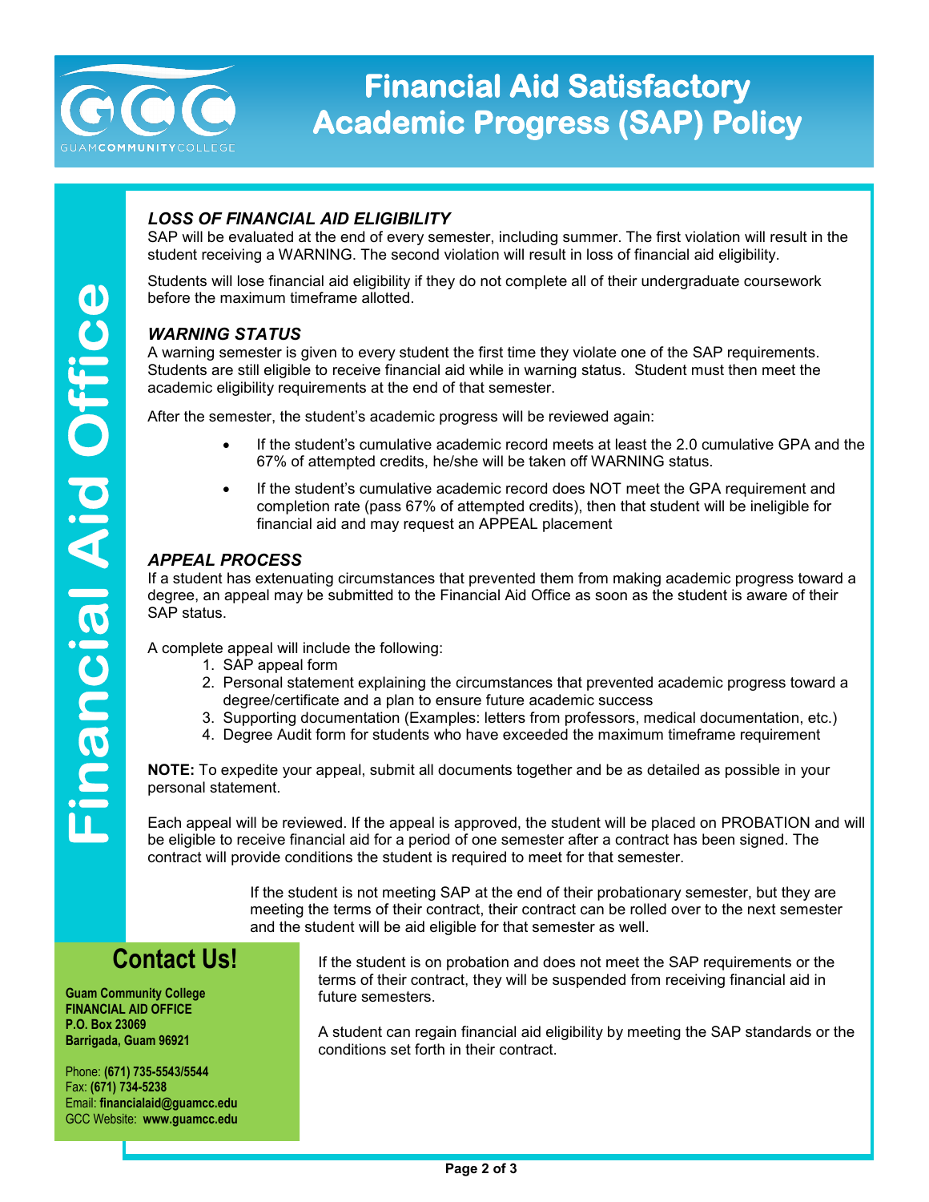# Financial Aid Satisfactory Academic Progress (SAP) Policy

Financial Aid Office

### *LOSS OF FINANCIAL AID ELIGIBILITY*

SAP will be evaluated at the end of every semester, including summer. The first violation will result in the student receiving a WARNING. The second violation will result in loss of financial aid eligibility.

Students will lose financial aid eligibility if they do not complete all of their undergraduate coursework before the maximum timeframe allotted.

### *WARNING STATUS*

A warning semester is given to every student the first time they violate one of the SAP requirements. Students are still eligible to receive financial aid while in warning status. Student must then meet the academic eligibility requirements at the end of that semester.

After the semester, the student's academic progress will be reviewed again:

- If the student's cumulative academic record meets at least the 2.0 cumulative GPA and the 67% of attempted credits, he/she will be taken off WARNING status.
- If the student's cumulative academic record does NOT meet the GPA requirement and completion rate (pass 67% of attempted credits), then that student will be ineligible for financial aid and may request an APPEAL placement

### *APPEAL PROCESS*

If a student has extenuating circumstances that prevented them from making academic progress toward a degree, an appeal may be submitted to the Financial Aid Office as soon as the student is aware of their SAP status.

A complete appeal will include the following:

1. SAP appeal form
2. Personal statement explaining the circumstances that prevented academic progress toward a degree/certificate and a plan to ensure future academic success
3. Supporting documentation (Examples: letters from professors, medical documentation, etc.)
4. Degree Audit form for students who have exceeded the maximum timeframe requirement

**NOTE:** To expedite your appeal, submit all documents together and be as detailed as possible in your personal statement.

Each appeal will be reviewed. If the appeal is approved, the student will be placed on PROBATION and will be eligible to receive financial aid for a period of one semester after a contract has been signed. The contract will provide conditions the student is required to meet for that semester.

If the student is not meeting SAP at the end of their probationary semester, but they are meeting the terms of their contract, their contract can be rolled over to the next semester and the student will be aid eligible for that semester as well.

If the student is on probation and does not meet the SAP requirements or the terms of their contract, they will be suspended from receiving financial aid in future semesters.

A student can regain financial aid eligibility by meeting the SAP standards or the conditions set forth in their contract.

## Contact Us!

**Guam Community College**
**FINANCIAL AID OFFICE**
**P.O. Box 23069**
**Barrigada, Guam 96921**

Phone: **(671) 735-5543/5544**
Fax: **(671) 734-5238**
Email: **financialaid@guamcc.edu**
GCC Website: **www.guamcc.edu**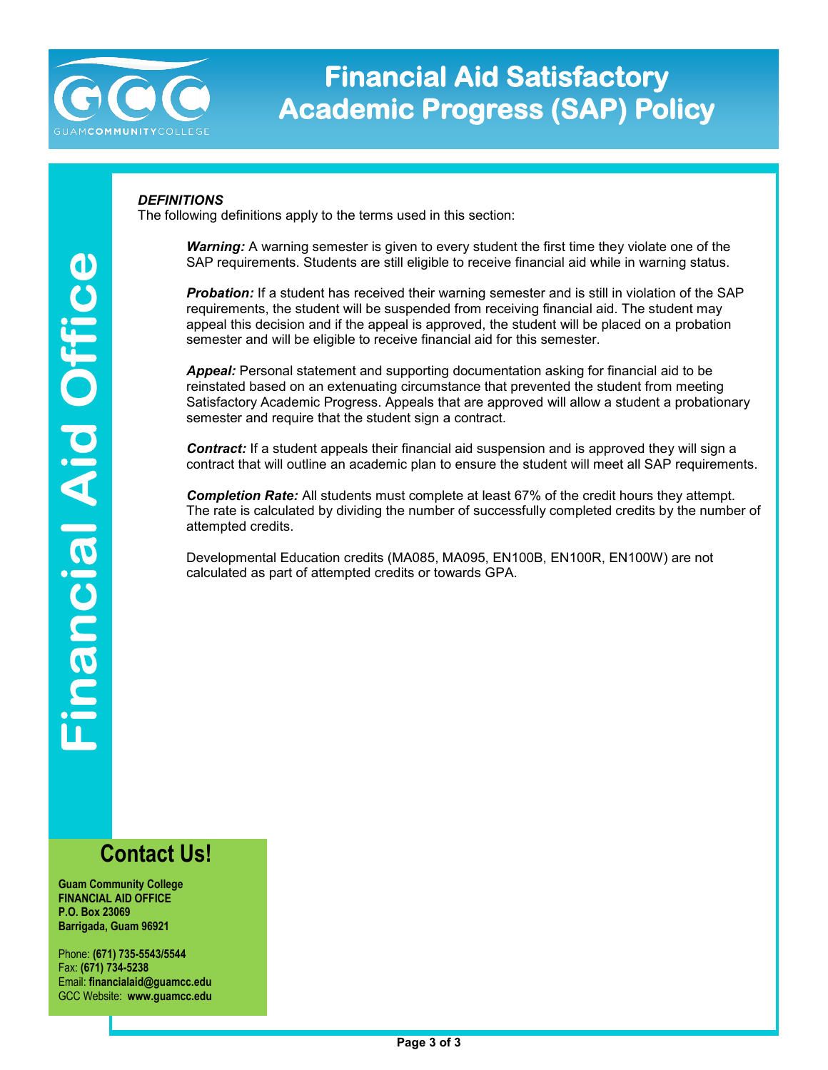# Financial Aid Satisfactory Academic Progress (SAP) Policy

***DEFINITIONS***

The following definitions apply to the terms used in this section:

***Warning:*** A warning semester is given to every student the first time they violate one of the SAP requirements. Students are still eligible to receive financial aid while in warning status.

***Probation:*** If a student has received their warning semester and is still in violation of the SAP requirements, the student will be suspended from receiving financial aid. The student may appeal this decision and if the appeal is approved, the student will be placed on a probation semester and will be eligible to receive financial aid for this semester.

***Appeal:*** Personal statement and supporting documentation asking for financial aid to be reinstated based on an extenuating circumstance that prevented the student from meeting Satisfactory Academic Progress. Appeals that are approved will allow a student a probationary semester and require that the student sign a contract.

***Contract:*** If a student appeals their financial aid suspension and is approved they will sign a contract that will outline an academic plan to ensure the student will meet all SAP requirements.

***Completion Rate:*** All students must complete at least 67% of the credit hours they attempt. The rate is calculated by dividing the number of successfully completed credits by the number of attempted credits.

Developmental Education credits (MA085, MA095, EN100B, EN100R, EN100W) are not calculated as part of attempted credits or towards GPA.

Financial Aid Office

## Contact Us!

**Guam Community College**
**FINANCIAL AID OFFICE**
**P.O. Box 23069**
**Barrigada, Guam 96921**

Phone: **(671) 735-5543/5544**
Fax: **(671) 734-5238**
Email: **financialaid@guamcc.edu**
GCC Website: **www.guamcc.edu**